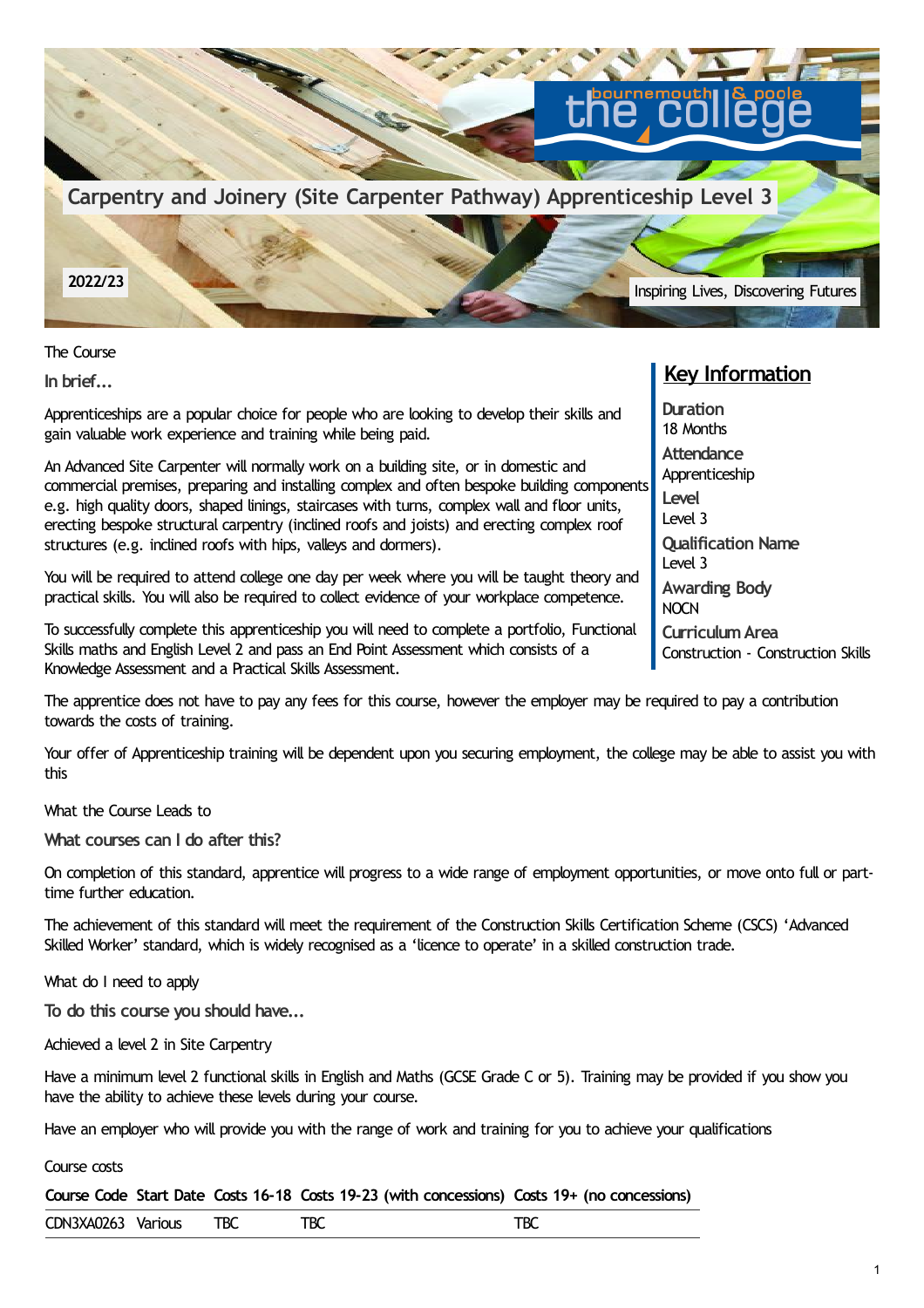# Carpentry and Joinery (Site Carpenter Pathway) Apprenticeship Level 3

2022/23

Inspiring Lives, Discovering Futures

## The Course

### In brief...

Apprenticeships are a popular choice for people who are looking to develop their skills and gain valuable work experience and training while being paid.

An Advanced Site Carpenter will normally work on a building site, or in domestic and commercial premises, preparing and installing complex and often bespoke building components e.g. high quality doors, shaped linings, staircases with turns, complex wall and floor units, erecting bespoke structural carpentry (inclined roofs and joists) and erecting complex roof structures (e.g. inclined roofs with hips, valleys and dormers).

You will be required to attend college one day per week where you will be taught theory and practical skills. You will also be required to collect evidence of your workplace competence.

To successfully complete this apprenticeship you will need to complete a portfolio, Functional Skills maths and English Level 2 and pass an End Point Assessment which consists of a Knowledge Assessment and a Practical Skills Assessment.

## Key Information

**Duration**
18 Months

**Attendance**
Apprenticeship

**Level**
Level 3

**Qualification Name**
Level 3

**Awarding Body**
NOCN

**Curriculum Area**
Construction - Construction Skills

The apprentice does not have to pay any fees for this course, however the employer may be required to pay a contribution towards the costs of training.

Your offer of Apprenticeship training will be dependent upon you securing employment, the college may be able to assist you with this

## What the Course Leads to

### What courses can I do after this?

On completion of this standard, apprentice will progress to a wide range of employment opportunities, or move onto full or part-time further education.

The achievement of this standard will meet the requirement of the Construction Skills Certification Scheme (CSCS) 'Advanced Skilled Worker' standard, which is widely recognised as a 'licence to operate' in a skilled construction trade.

## What do I need to apply

### To do this course you should have...

Achieved a level 2 in Site Carpentry

Have a minimum level 2 functional skills in English and Maths (GCSE Grade C or 5). Training may be provided if you show you have the ability to achieve these levels during your course.

Have an employer who will provide you with the range of work and training for you to achieve your qualifications

## Course costs

| Course Code | Start Date | Costs 16-18 | Costs 19-23 (with concessions) | Costs 19+ (no concessions) |
|---|---|---|---|---|
| CDN3XA0263 | Various | TBC | TBC | TBC |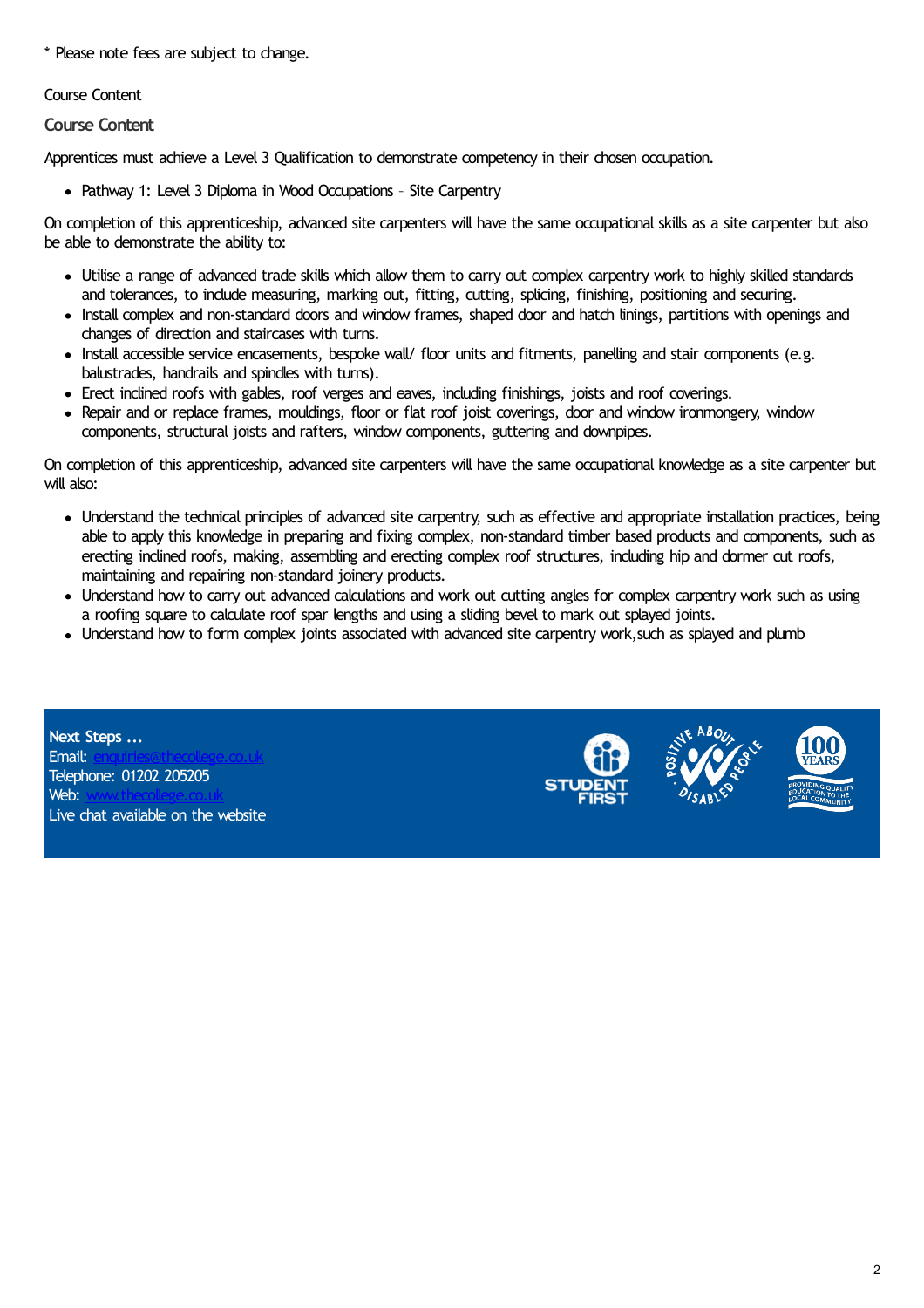* Please note fees are subject to change.

Course Content

## Course Content

Apprentices must achieve a Level 3 Qualification to demonstrate competency in their chosen occupation.

- Pathway 1: Level 3 Diploma in Wood Occupations – Site Carpentry

On completion of this apprenticeship, advanced site carpenters will have the same occupational skills as a site carpenter but also be able to demonstrate the ability to:

- Utilise a range of advanced trade skills which allow them to carry out complex carpentry work to highly skilled standards and tolerances, to include measuring, marking out, fitting, cutting, splicing, finishing, positioning and securing.
- Install complex and non-standard doors and window frames, shaped door and hatch linings, partitions with openings and changes of direction and staircases with turns.
- Install accessible service encasements, bespoke wall/ floor units and fitments, panelling and stair components (e.g. balustrades, handrails and spindles with turns).
- Erect inclined roofs with gables, roof verges and eaves, including finishings, joists and roof coverings.
- Repair and or replace frames, mouldings, floor or flat roof joist coverings, door and window ironmongery, window components, structural joists and rafters, window components, guttering and downpipes.

On completion of this apprenticeship, advanced site carpenters will have the same occupational knowledge as a site carpenter but will also:

- Understand the technical principles of advanced site carpentry, such as effective and appropriate installation practices, being able to apply this knowledge in preparing and fixing complex, non-standard timber based products and components, such as erecting inclined roofs, making, assembling and erecting complex roof structures, including hip and dormer cut roofs, maintaining and repairing non-standard joinery products.
- Understand how to carry out advanced calculations and work out cutting angles for complex carpentry work such as using a roofing square to calculate roof spar lengths and using a sliding bevel to mark out splayed joints.
- Understand how to form complex joints associated with advanced site carpentry work,such as splayed and plumb

**Next Steps ...**
Email: enquiries@thecollege.co.uk
Telephone: 01202 205205
Web: www.thecollege.co.uk
Live chat available on the website